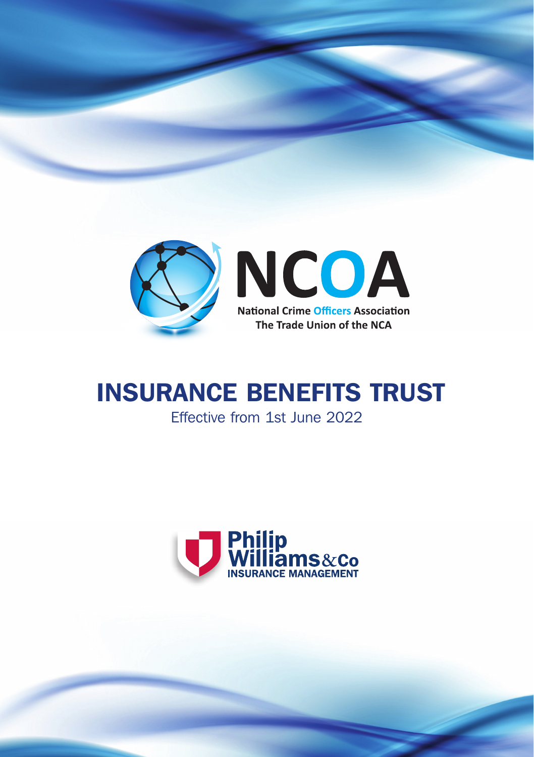NCOA

National Crime Officers Association
The Trade Union of the NCA

# INSURANCE BENEFITS TRUST

Effective from 1st June 2022

Philip Williams & Co
INSURANCE MANAGEMENT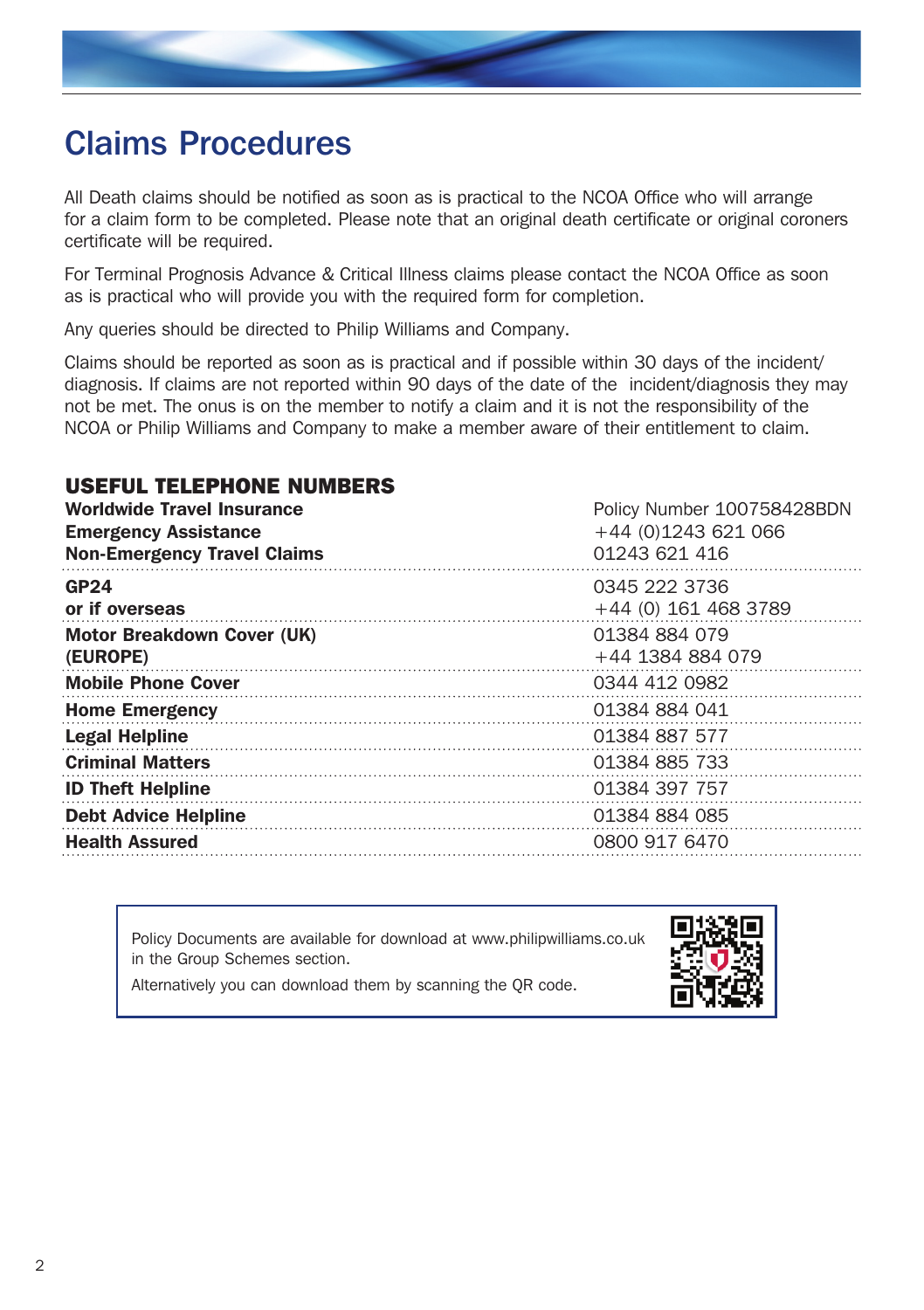# Claims Procedures

All Death claims should be notified as soon as is practical to the NCOA Office who will arrange for a claim form to be completed. Please note that an original death certificate or original coroners certificate will be required.

For Terminal Prognosis Advance & Critical Illness claims please contact the NCOA Office as soon as is practical who will provide you with the required form for completion.

Any queries should be directed to Philip Williams and Company.

Claims should be reported as soon as is practical and if possible within 30 days of the incident/diagnosis. If claims are not reported within 90 days of the date of the incident/diagnosis they may not be met. The onus is on the member to notify a claim and it is not the responsibility of the NCOA or Philip Williams and Company to make a member aware of their entitlement to claim.

## USEFUL TELEPHONE NUMBERS

| | |
|---|---|
| **Worldwide Travel Insurance** | Policy Number 100758428BDN |
| **Emergency Assistance** | +44 (0)1243 621 066 |
| **Non-Emergency Travel Claims** | 01243 621 416 |
| **GP24** | 0345 222 3736 |
| **or if overseas** | +44 (0) 161 468 3789 |
| **Motor Breakdown Cover (UK)** | 01384 884 079 |
| **(EUROPE)** | +44 1384 884 079 |
| **Mobile Phone Cover** | 0344 412 0982 |
| **Home Emergency** | 01384 884 041 |
| **Legal Helpline** | 01384 887 577 |
| **Criminal Matters** | 01384 885 733 |
| **ID Theft Helpline** | 01384 397 757 |
| **Debt Advice Helpline** | 01384 884 085 |
| **Health Assured** | 0800 917 6470 |

Policy Documents are available for download at www.philipwilliams.co.uk in the Group Schemes section.

Alternatively you can download them by scanning the QR code.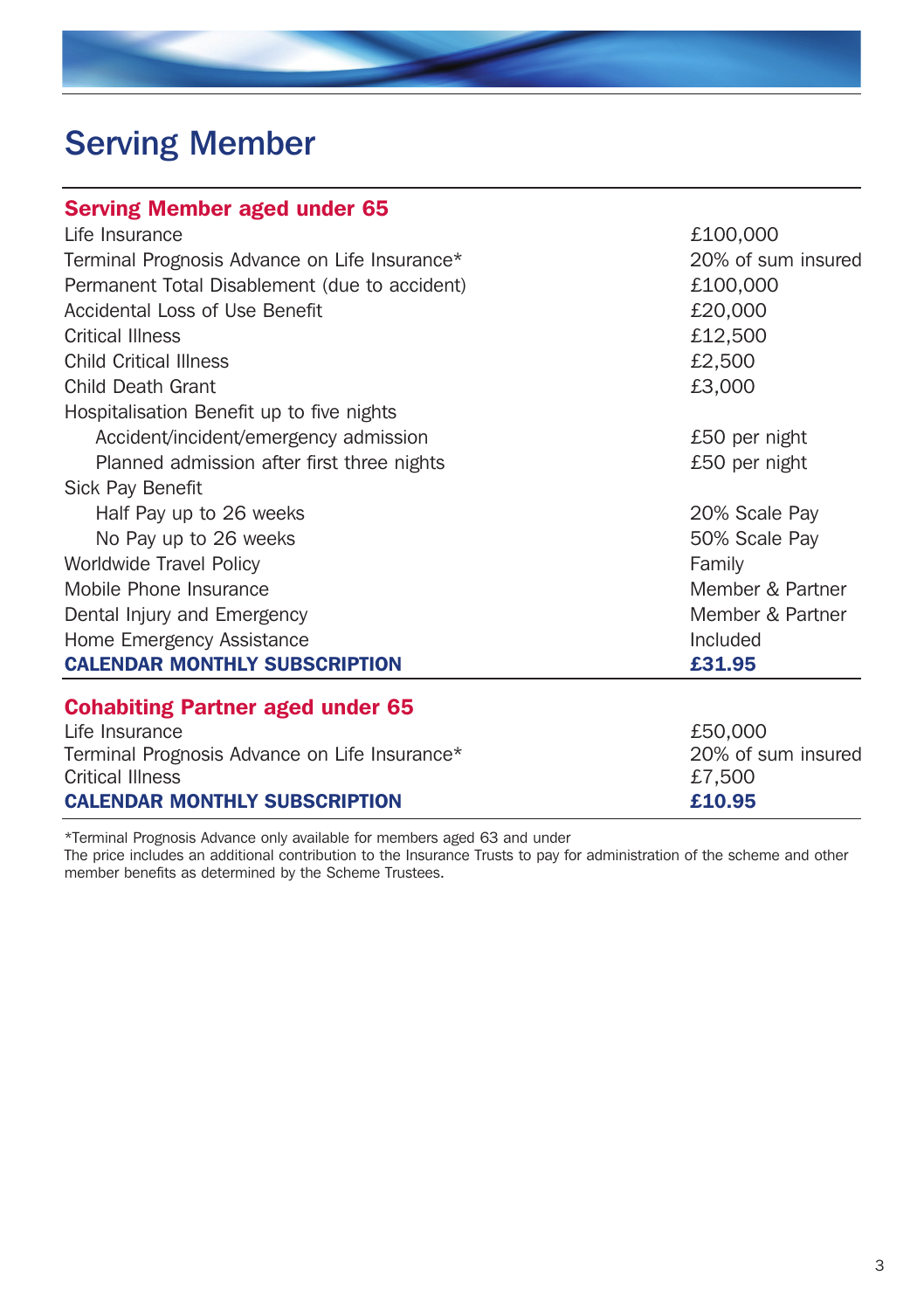# Serving Member

## Serving Member aged under 65

| | |
|---|---|
| Life Insurance | £100,000 |
| Terminal Prognosis Advance on Life Insurance* | 20% of sum insured |
| Permanent Total Disablement (due to accident) | £100,000 |
| Accidental Loss of Use Benefit | £20,000 |
| Critical Illness | £12,500 |
| Child Critical Illness | £2,500 |
| Child Death Grant | £3,000 |
| Hospitalisation Benefit up to five nights | |
| Accident/incident/emergency admission | £50 per night |
| Planned admission after first three nights | £50 per night |
| Sick Pay Benefit | |
| Half Pay up to 26 weeks | 20% Scale Pay |
| No Pay up to 26 weeks | 50% Scale Pay |
| Worldwide Travel Policy | Family |
| Mobile Phone Insurance | Member & Partner |
| Dental Injury and Emergency | Member & Partner |
| Home Emergency Assistance | Included |
| **CALENDAR MONTHLY SUBSCRIPTION** | **£31.95** |

## Cohabiting Partner aged under 65

| | |
|---|---|
| Life Insurance | £50,000 |
| Terminal Prognosis Advance on Life Insurance* | 20% of sum insured |
| Critical Illness | £7,500 |
| **CALENDAR MONTHLY SUBSCRIPTION** | **£10.95** |

*Terminal Prognosis Advance only available for members aged 63 and under
The price includes an additional contribution to the Insurance Trusts to pay for administration of the scheme and other member benefits as determined by the Scheme Trustees.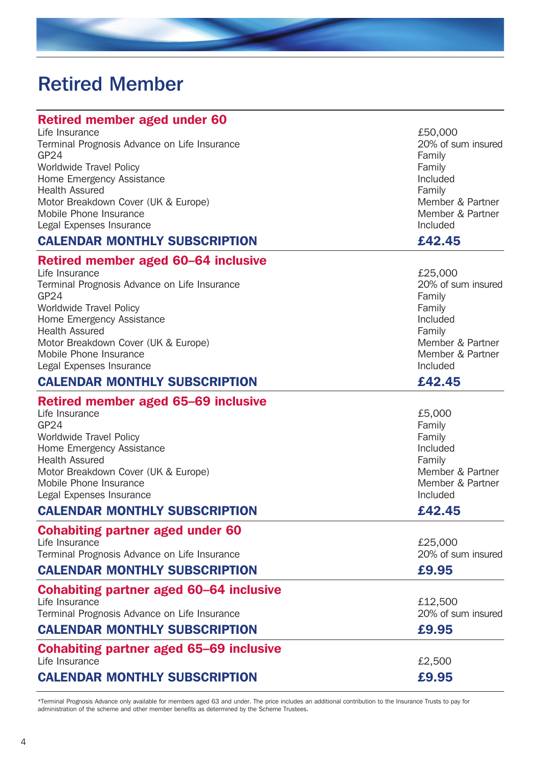# Retired Member

## Retired member aged under 60

| | |
|---|---|
| Life Insurance | £50,000 |
| Terminal Prognosis Advance on Life Insurance | 20% of sum insured |
| GP24 | Family |
| Worldwide Travel Policy | Family |
| Home Emergency Assistance | Included |
| Health Assured | Family |
| Motor Breakdown Cover (UK & Europe) | Member & Partner |
| Mobile Phone Insurance | Member & Partner |
| Legal Expenses Insurance | Included |
| **CALENDAR MONTHLY SUBSCRIPTION** | **£42.45** |

## Retired member aged 60–64 inclusive

| | |
|---|---|
| Life Insurance | £25,000 |
| Terminal Prognosis Advance on Life Insurance | 20% of sum insured |
| GP24 | Family |
| Worldwide Travel Policy | Family |
| Home Emergency Assistance | Included |
| Health Assured | Family |
| Motor Breakdown Cover (UK & Europe) | Member & Partner |
| Mobile Phone Insurance | Member & Partner |
| Legal Expenses Insurance | Included |
| **CALENDAR MONTHLY SUBSCRIPTION** | **£42.45** |

## Retired member aged 65–69 inclusive

| | |
|---|---|
| Life Insurance | £5,000 |
| GP24 | Family |
| Worldwide Travel Policy | Family |
| Home Emergency Assistance | Included |
| Health Assured | Family |
| Motor Breakdown Cover (UK & Europe) | Member & Partner |
| Mobile Phone Insurance | Member & Partner |
| Legal Expenses Insurance | Included |
| **CALENDAR MONTHLY SUBSCRIPTION** | **£42.45** |

## Cohabiting partner aged under 60

| | |
|---|---|
| Life Insurance | £25,000 |
| Terminal Prognosis Advance on Life Insurance | 20% of sum insured |
| **CALENDAR MONTHLY SUBSCRIPTION** | **£9.95** |

## Cohabiting partner aged 60–64 inclusive

| | |
|---|---|
| Life Insurance | £12,500 |
| Terminal Prognosis Advance on Life Insurance | 20% of sum insured |
| **CALENDAR MONTHLY SUBSCRIPTION** | **£9.95** |

## Cohabiting partner aged 65–69 inclusive

| | |
|---|---|
| Life Insurance | £2,500 |
| **CALENDAR MONTHLY SUBSCRIPTION** | **£9.95** |

*Terminal Prognosis Advance only available for members aged 63 and under. The price includes an additional contribution to the Insurance Trusts to pay for administration of the scheme and other member benefits as determined by the Scheme Trustees.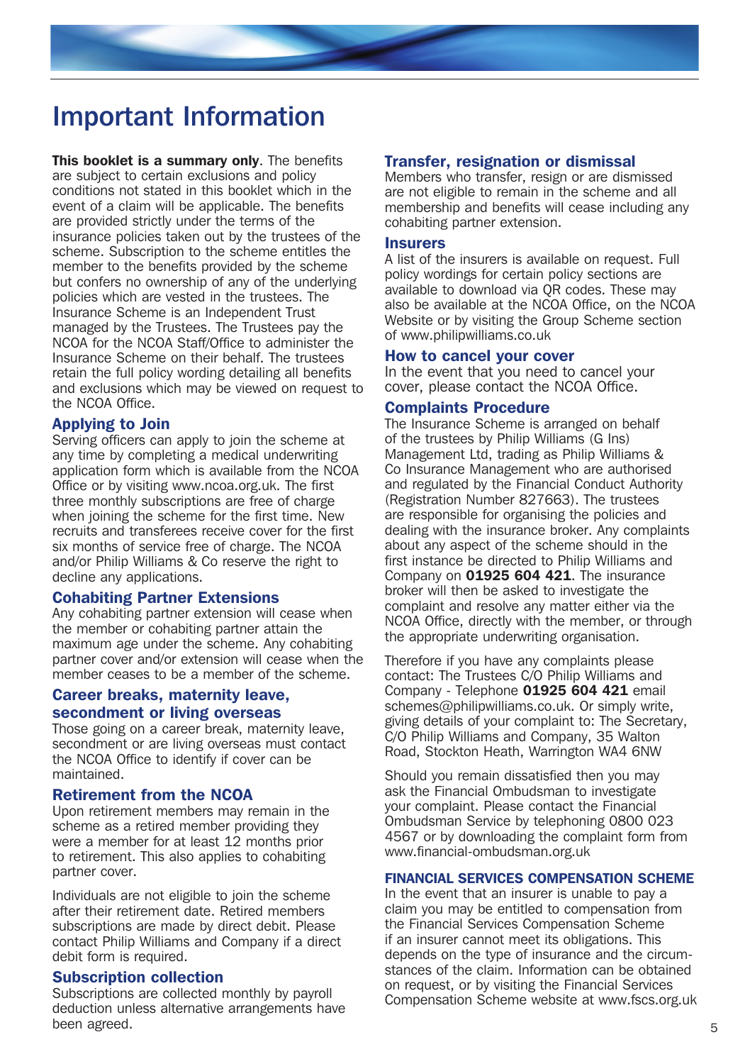# Important Information

**This booklet is a summary only**. The benefits are subject to certain exclusions and policy conditions not stated in this booklet which in the event of a claim will be applicable. The benefits are provided strictly under the terms of the insurance policies taken out by the trustees of the scheme. Subscription to the scheme entitles the member to the benefits provided by the scheme but confers no ownership of any of the underlying policies which are vested in the trustees. The Insurance Scheme is an Independent Trust managed by the Trustees. The Trustees pay the NCOA for the NCOA Staff/Office to administer the Insurance Scheme on their behalf. The trustees retain the full policy wording detailing all benefits and exclusions which may be viewed on request to the NCOA Office.

## Applying to Join

Serving officers can apply to join the scheme at any time by completing a medical underwriting application form which is available from the NCOA Office or by visiting www.ncoa.org.uk. The first three monthly subscriptions are free of charge when joining the scheme for the first time. New recruits and transferees receive cover for the first six months of service free of charge. The NCOA and/or Philip Williams & Co reserve the right to decline any applications.

## Cohabiting Partner Extensions

Any cohabiting partner extension will cease when the member or cohabiting partner attain the maximum age under the scheme. Any cohabiting partner cover and/or extension will cease when the member ceases to be a member of the scheme.

## Career breaks, maternity leave, secondment or living overseas

Those going on a career break, maternity leave, secondment or are living overseas must contact the NCOA Office to identify if cover can be maintained.

## Retirement from the NCOA

Upon retirement members may remain in the scheme as a retired member providing they were a member for at least 12 months prior to retirement. This also applies to cohabiting partner cover.

Individuals are not eligible to join the scheme after their retirement date. Retired members subscriptions are made by direct debit. Please contact Philip Williams and Company if a direct debit form is required.

## Subscription collection

Subscriptions are collected monthly by payroll deduction unless alternative arrangements have been agreed.

## Transfer, resignation or dismissal

Members who transfer, resign or are dismissed are not eligible to remain in the scheme and all membership and benefits will cease including any cohabiting partner extension.

## Insurers

A list of the insurers is available on request. Full policy wordings for certain policy sections are available to download via QR codes. These may also be available at the NCOA Office, on the NCOA Website or by visiting the Group Scheme section of www.philipwilliams.co.uk

## How to cancel your cover

In the event that you need to cancel your cover, please contact the NCOA Office.

## Complaints Procedure

The Insurance Scheme is arranged on behalf of the trustees by Philip Williams (G Ins) Management Ltd, trading as Philip Williams & Co Insurance Management who are authorised and regulated by the Financial Conduct Authority (Registration Number 827663). The trustees are responsible for organising the policies and dealing with the insurance broker. Any complaints about any aspect of the scheme should in the first instance be directed to Philip Williams and Company on **01925 604 421**. The insurance broker will then be asked to investigate the complaint and resolve any matter either via the NCOA Office, directly with the member, or through the appropriate underwriting organisation.

Therefore if you have any complaints please contact: The Trustees C/O Philip Williams and Company - Telephone **01925 604 421** email schemes@philipwilliams.co.uk. Or simply write, giving details of your complaint to: The Secretary, C/O Philip Williams and Company, 35 Walton Road, Stockton Heath, Warrington WA4 6NW

Should you remain dissatisfied then you may ask the Financial Ombudsman to investigate your complaint. Please contact the Financial Ombudsman Service by telephoning 0800 023 4567 or by downloading the complaint form from www.financial-ombudsman.org.uk

### FINANCIAL SERVICES COMPENSATION SCHEME

In the event that an insurer is unable to pay a claim you may be entitled to compensation from the Financial Services Compensation Scheme if an insurer cannot meet its obligations. This depends on the type of insurance and the circumstances of the claim. Information can be obtained on request, or by visiting the Financial Services Compensation Scheme website at www.fscs.org.uk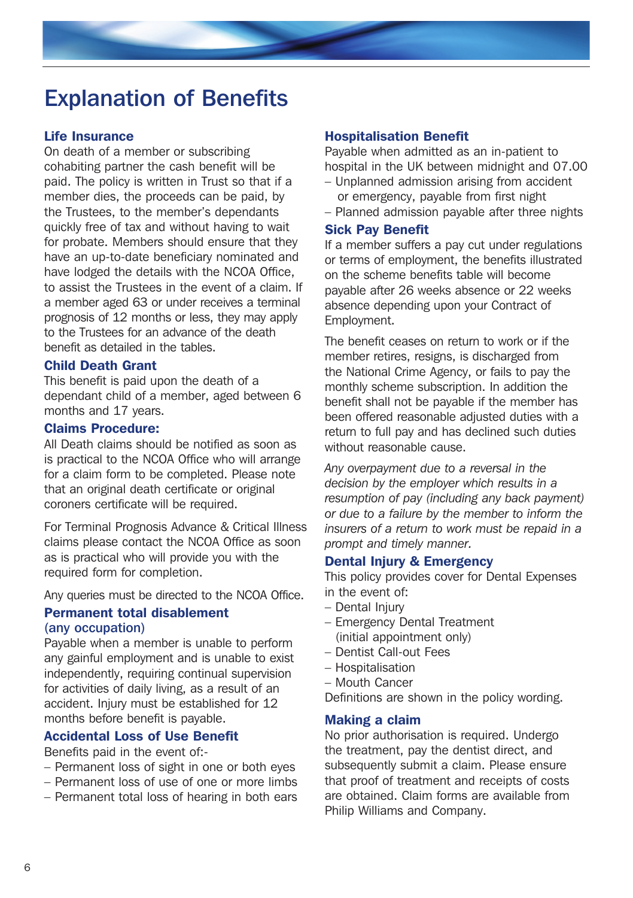# Explanation of Benefits

## Life Insurance

On death of a member or subscribing cohabiting partner the cash benefit will be paid. The policy is written in Trust so that if a member dies, the proceeds can be paid, by the Trustees, to the member's dependants quickly free of tax and without having to wait for probate. Members should ensure that they have an up-to-date beneficiary nominated and have lodged the details with the NCOA Office, to assist the Trustees in the event of a claim. If a member aged 63 or under receives a terminal prognosis of 12 months or less, they may apply to the Trustees for an advance of the death benefit as detailed in the tables.

## Child Death Grant

This benefit is paid upon the death of a dependant child of a member, aged between 6 months and 17 years.

## Claims Procedure:

All Death claims should be notified as soon as is practical to the NCOA Office who will arrange for a claim form to be completed. Please note that an original death certificate or original coroners certificate will be required.

For Terminal Prognosis Advance & Critical Illness claims please contact the NCOA Office as soon as is practical who will provide you with the required form for completion.

Any queries must be directed to the NCOA Office.

## Permanent total disablement (any occupation)

Payable when a member is unable to perform any gainful employment and is unable to exist independently, requiring continual supervision for activities of daily living, as a result of an accident. Injury must be established for 12 months before benefit is payable.

## Accidental Loss of Use Benefit

Benefits paid in the event of:-

- Permanent loss of sight in one or both eyes
- Permanent loss of use of one or more limbs
- Permanent total loss of hearing in both ears

## Hospitalisation Benefit

Payable when admitted as an in-patient to hospital in the UK between midnight and 07.00

- Unplanned admission arising from accident or emergency, payable from first night
- Planned admission payable after three nights

## Sick Pay Benefit

If a member suffers a pay cut under regulations or terms of employment, the benefits illustrated on the scheme benefits table will become payable after 26 weeks absence or 22 weeks absence depending upon your Contract of Employment.

The benefit ceases on return to work or if the member retires, resigns, is discharged from the National Crime Agency, or fails to pay the monthly scheme subscription. In addition the benefit shall not be payable if the member has been offered reasonable adjusted duties with a return to full pay and has declined such duties without reasonable cause.

*Any overpayment due to a reversal in the decision by the employer which results in a resumption of pay (including any back payment) or due to a failure by the member to inform the insurers of a return to work must be repaid in a prompt and timely manner.*

## Dental Injury & Emergency

This policy provides cover for Dental Expenses in the event of:

- Dental Injury
- Emergency Dental Treatment (initial appointment only)
- Dentist Call-out Fees
- Hospitalisation
- Mouth Cancer

Definitions are shown in the policy wording.

## Making a claim

No prior authorisation is required. Undergo the treatment, pay the dentist direct, and subsequently submit a claim. Please ensure that proof of treatment and receipts of costs are obtained. Claim forms are available from Philip Williams and Company.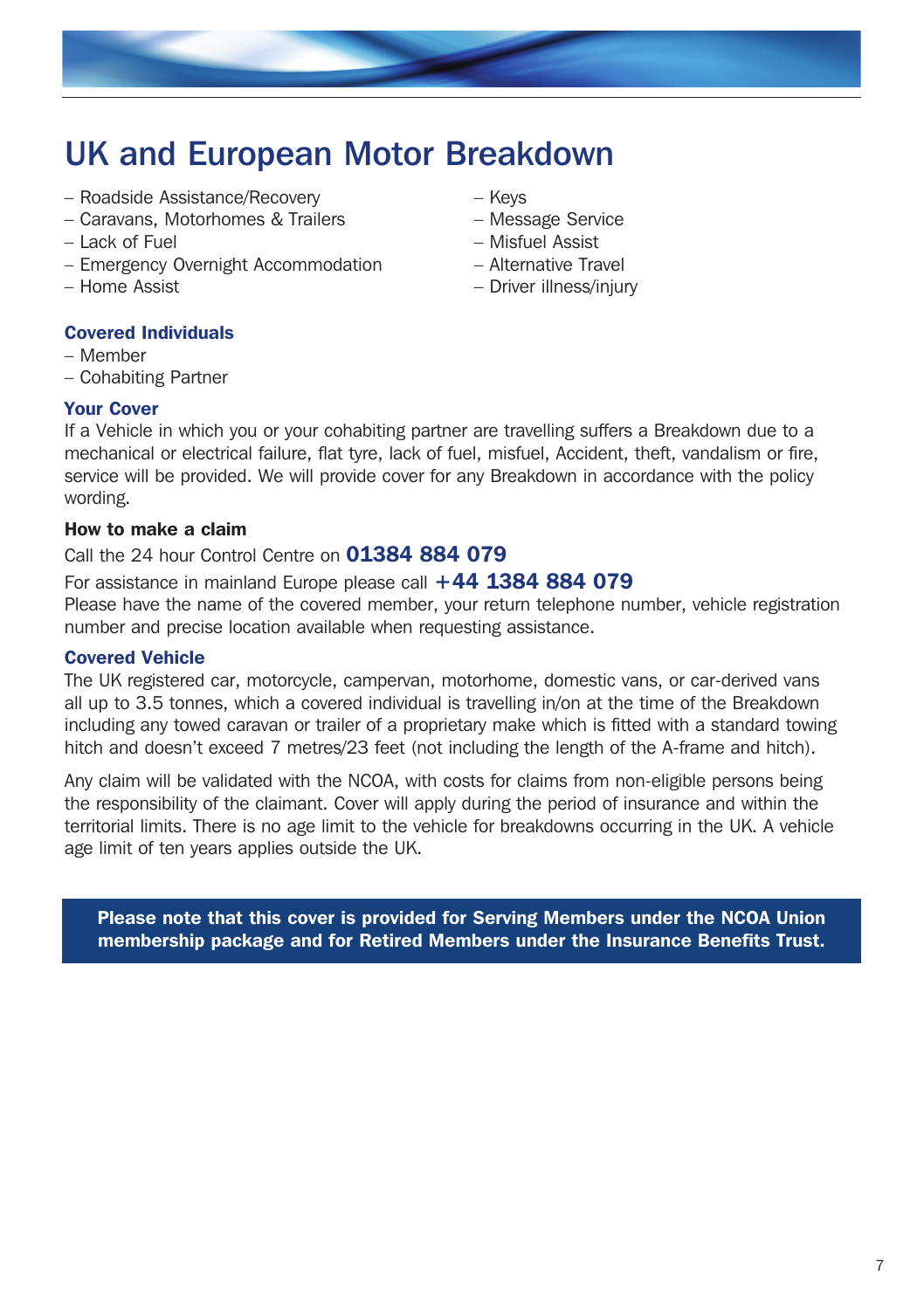# UK and European Motor Breakdown

– Roadside Assistance/Recovery
– Caravans, Motorhomes & Trailers
– Lack of Fuel
– Emergency Overnight Accommodation
– Home Assist
– Keys
– Message Service
– Misfuel Assist
– Alternative Travel
– Driver illness/injury

### Covered Individuals

– Member
– Cohabiting Partner

### Your Cover

If a Vehicle in which you or your cohabiting partner are travelling suffers a Breakdown due to a mechanical or electrical failure, flat tyre, lack of fuel, misfuel, Accident, theft, vandalism or fire, service will be provided. We will provide cover for any Breakdown in accordance with the policy wording.

### How to make a claim

Call the 24 hour Control Centre on **01384 884 079**

For assistance in mainland Europe please call **+44 1384 884 079**

Please have the name of the covered member, your return telephone number, vehicle registration number and precise location available when requesting assistance.

### Covered Vehicle

The UK registered car, motorcycle, campervan, motorhome, domestic vans, or car-derived vans all up to 3.5 tonnes, which a covered individual is travelling in/on at the time of the Breakdown including any towed caravan or trailer of a proprietary make which is fitted with a standard towing hitch and doesn't exceed 7 metres/23 feet (not including the length of the A-frame and hitch).

Any claim will be validated with the NCOA, with costs for claims from non-eligible persons being the responsibility of the claimant. Cover will apply during the period of insurance and within the territorial limits. There is no age limit to the vehicle for breakdowns occurring in the UK. A vehicle age limit of ten years applies outside the UK.

**Please note that this cover is provided for Serving Members under the NCOA Union membership package and for Retired Members under the Insurance Benefits Trust.**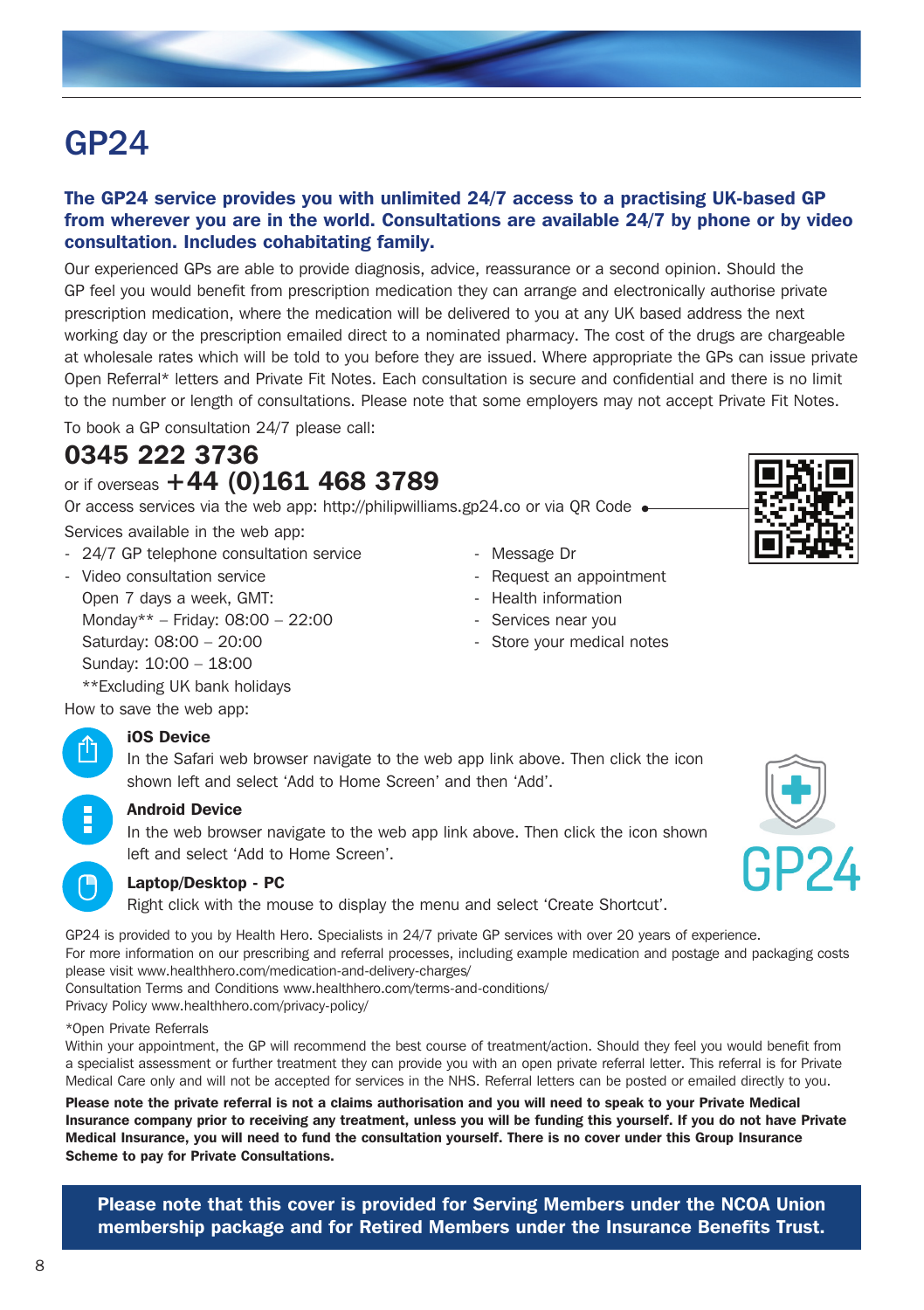# GP24

**The GP24 service provides you with unlimited 24/7 access to a practising UK-based GP from wherever you are in the world. Consultations are available 24/7 by phone or by video consultation. Includes cohabitating family.**

Our experienced GPs are able to provide diagnosis, advice, reassurance or a second opinion. Should the GP feel you would benefit from prescription medication they can arrange and electronically authorise private prescription medication, where the medication will be delivered to you at any UK based address the next working day or the prescription emailed direct to a nominated pharmacy. The cost of the drugs are chargeable at wholesale rates which will be told to you before they are issued. Where appropriate the GPs can issue private Open Referral* letters and Private Fit Notes. Each consultation is secure and confidential and there is no limit to the number or length of consultations. Please note that some employers may not accept Private Fit Notes.

To book a GP consultation 24/7 please call:

**0345 222 3736**

or if overseas **+44 (0)161 468 3789**

Or access services via the web app: http://philipwilliams.gp24.co or via QR Code

Services available in the web app:

- 24/7 GP telephone consultation service
- Video consultation service
  Open 7 days a week, GMT:
  Monday** – Friday: 08:00 – 22:00
  Saturday: 08:00 – 20:00
  Sunday: 10:00 – 18:00
  **Excluding UK bank holidays
- Message Dr
- Request an appointment
- Health information
- Services near you
- Store your medical notes

How to save the web app:

**iOS Device**
In the Safari web browser navigate to the web app link above. Then click the icon shown left and select 'Add to Home Screen' and then 'Add'.

**Android Device**
In the web browser navigate to the web app link above. Then click the icon shown left and select 'Add to Home Screen'.

**Laptop/Desktop - PC**
Right click with the mouse to display the menu and select 'Create Shortcut'.

GP24

GP24 is provided to you by Health Hero. Specialists in 24/7 private GP services with over 20 years of experience.
For more information on our prescribing and referral processes, including example medication and postage and packaging costs please visit www.healthhero.com/medication-and-delivery-charges/
Consultation Terms and Conditions www.healthhero.com/terms-and-conditions/
Privacy Policy www.healthhero.com/privacy-policy/

*Open Private Referrals
Within your appointment, the GP will recommend the best course of treatment/action. Should they feel you would benefit from a specialist assessment or further treatment they can provide you with an open private referral letter. This referral is for Private Medical Care only and will not be accepted for services in the NHS. Referral letters can be posted or emailed directly to you.

**Please note the private referral is not a claims authorisation and you will need to speak to your Private Medical Insurance company prior to receiving any treatment, unless you will be funding this yourself. If you do not have Private Medical Insurance, you will need to fund the consultation yourself. There is no cover under this Group Insurance Scheme to pay for Private Consultations.**

**Please note that this cover is provided for Serving Members under the NCOA Union membership package and for Retired Members under the Insurance Benefits Trust.**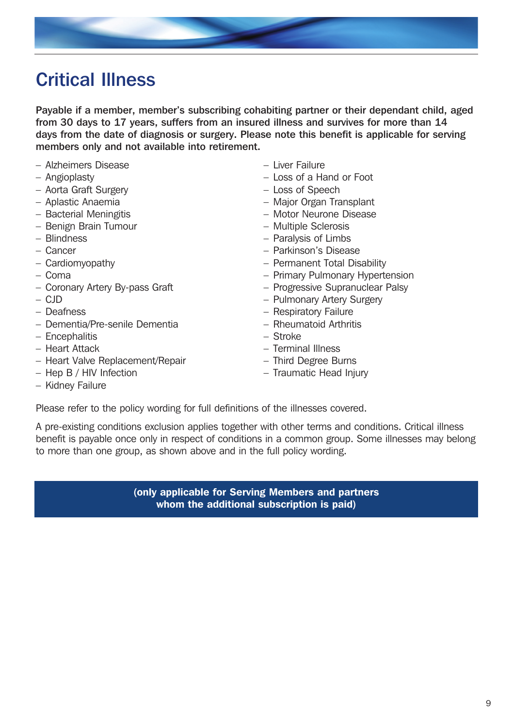# Critical Illness

**Payable if a member, member's subscribing cohabiting partner or their dependant child, aged from 30 days to 17 years, suffers from an insured illness and survives for more than 14 days from the date of diagnosis or surgery. Please note this benefit is applicable for serving members only and not available into retirement.**

- Alzheimers Disease
- Angioplasty
- Aorta Graft Surgery
- Aplastic Anaemia
- Bacterial Meningitis
- Benign Brain Tumour
- Blindness
- Cancer
- Cardiomyopathy
- Coma
- Coronary Artery By-pass Graft
- CJD
- Deafness
- Dementia/Pre-senile Dementia
- Encephalitis
- Heart Attack
- Heart Valve Replacement/Repair
- Hep B / HIV Infection
- Kidney Failure
- Liver Failure
- Loss of a Hand or Foot
- Loss of Speech
- Major Organ Transplant
- Motor Neurone Disease
- Multiple Sclerosis
- Paralysis of Limbs
- Parkinson's Disease
- Permanent Total Disability
- Primary Pulmonary Hypertension
- Progressive Supranuclear Palsy
- Pulmonary Artery Surgery
- Respiratory Failure
- Rheumatoid Arthritis
- Stroke
- Terminal Illness
- Third Degree Burns
- Traumatic Head Injury

Please refer to the policy wording for full definitions of the illnesses covered.

A pre-existing conditions exclusion applies together with other terms and conditions. Critical illness benefit is payable once only in respect of conditions in a common group. Some illnesses may belong to more than one group, as shown above and in the full policy wording.

**(only applicable for Serving Members and partners whom the additional subscription is paid)**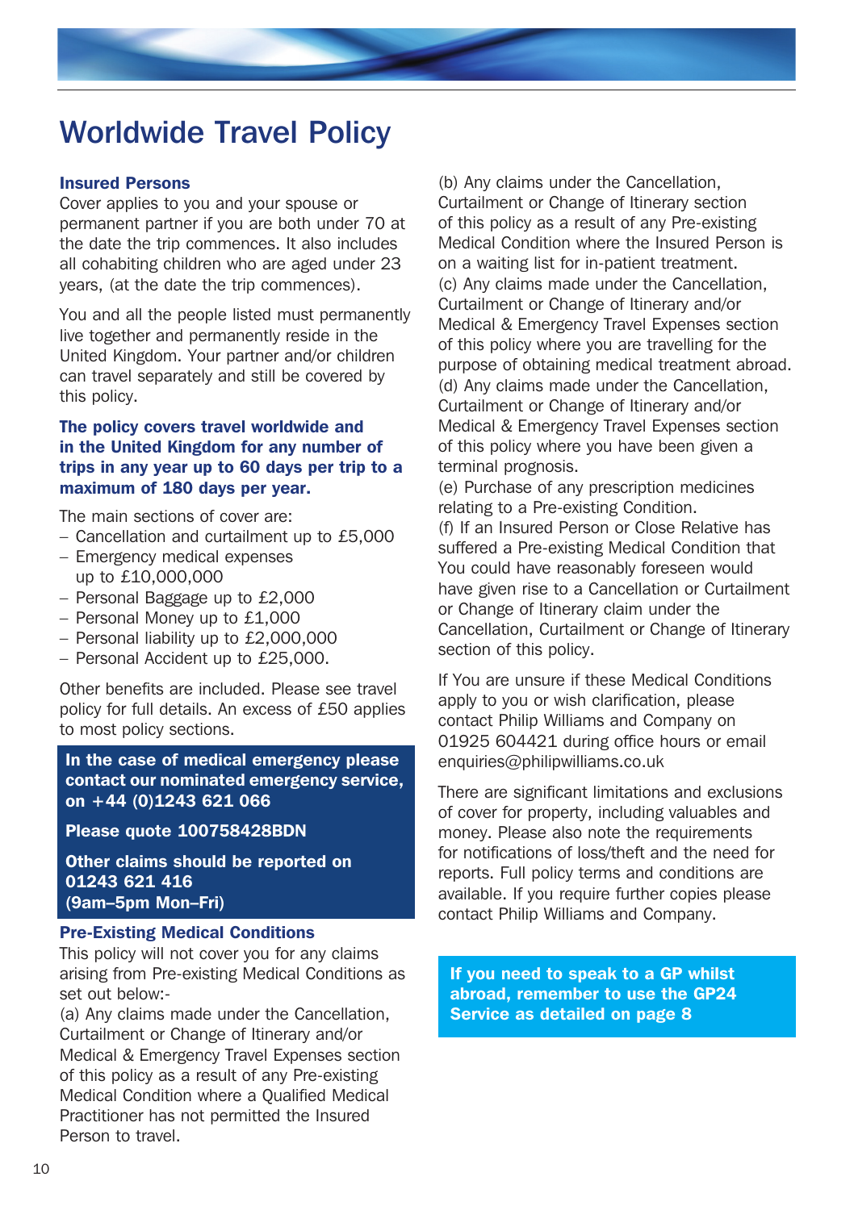# Worldwide Travel Policy

### Insured Persons

Cover applies to you and your spouse or permanent partner if you are both under 70 at the date the trip commences. It also includes all cohabiting children who are aged under 23 years, (at the date the trip commences).

You and all the people listed must permanently live together and permanently reside in the United Kingdom. Your partner and/or children can travel separately and still be covered by this policy.

**The policy covers travel worldwide and in the United Kingdom for any number of trips in any year up to 60 days per trip to a maximum of 180 days per year.**

The main sections of cover are:

- Cancellation and curtailment up to £5,000
- Emergency medical expenses up to £10,000,000
- Personal Baggage up to £2,000
- Personal Money up to £1,000
- Personal liability up to £2,000,000
- Personal Accident up to £25,000.

Other benefits are included. Please see travel policy for full details. An excess of £50 applies to most policy sections.

**In the case of medical emergency please contact our nominated emergency service, on +44 (0)1243 621 066**

**Please quote 100758428BDN**

**Other claims should be reported on 01243 621 416 (9am–5pm Mon–Fri)**

### Pre-Existing Medical Conditions

This policy will not cover you for any claims arising from Pre-existing Medical Conditions as set out below:-

(a) Any claims made under the Cancellation, Curtailment or Change of Itinerary and/or Medical & Emergency Travel Expenses section of this policy as a result of any Pre-existing Medical Condition where a Qualified Medical Practitioner has not permitted the Insured Person to travel.

(b) Any claims under the Cancellation, Curtailment or Change of Itinerary section of this policy as a result of any Pre-existing Medical Condition where the Insured Person is on a waiting list for in-patient treatment.

(c) Any claims made under the Cancellation, Curtailment or Change of Itinerary and/or Medical & Emergency Travel Expenses section of this policy where you are travelling for the purpose of obtaining medical treatment abroad.

(d) Any claims made under the Cancellation, Curtailment or Change of Itinerary and/or Medical & Emergency Travel Expenses section of this policy where you have been given a terminal prognosis.

(e) Purchase of any prescription medicines relating to a Pre-existing Condition.

(f) If an Insured Person or Close Relative has suffered a Pre-existing Medical Condition that You could have reasonably foreseen would have given rise to a Cancellation or Curtailment or Change of Itinerary claim under the Cancellation, Curtailment or Change of Itinerary section of this policy.

If You are unsure if these Medical Conditions apply to you or wish clarification, please contact Philip Williams and Company on 01925 604421 during office hours or email enquiries@philipwilliams.co.uk

There are significant limitations and exclusions of cover for property, including valuables and money. Please also note the requirements for notifications of loss/theft and the need for reports. Full policy terms and conditions are available. If you require further copies please contact Philip Williams and Company.

**If you need to speak to a GP whilst abroad, remember to use the GP24 Service as detailed on page 8**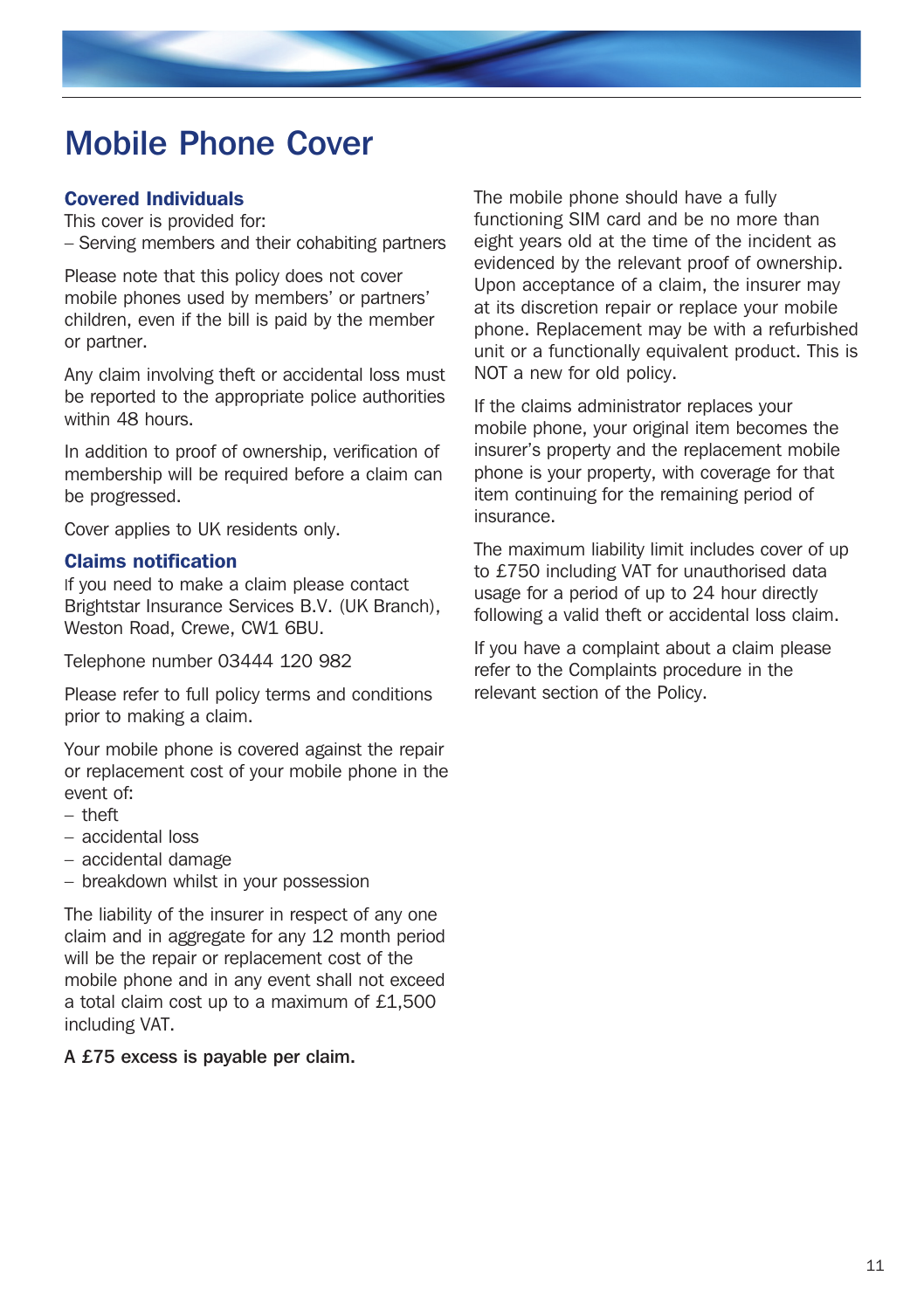# Mobile Phone Cover

### Covered Individuals

This cover is provided for:

– Serving members and their cohabiting partners

Please note that this policy does not cover mobile phones used by members' or partners' children, even if the bill is paid by the member or partner.

Any claim involving theft or accidental loss must be reported to the appropriate police authorities within 48 hours.

In addition to proof of ownership, verification of membership will be required before a claim can be progressed.

Cover applies to UK residents only.

### Claims notification

If you need to make a claim please contact Brightstar Insurance Services B.V. (UK Branch), Weston Road, Crewe, CW1 6BU.

Telephone number 03444 120 982

Please refer to full policy terms and conditions prior to making a claim.

Your mobile phone is covered against the repair or replacement cost of your mobile phone in the event of:

– theft
– accidental loss
– accidental damage
– breakdown whilst in your possession

The liability of the insurer in respect of any one claim and in aggregate for any 12 month period will be the repair or replacement cost of the mobile phone and in any event shall not exceed a total claim cost up to a maximum of £1,500 including VAT.

**A £75 excess is payable per claim.**

The mobile phone should have a fully functioning SIM card and be no more than eight years old at the time of the incident as evidenced by the relevant proof of ownership. Upon acceptance of a claim, the insurer may at its discretion repair or replace your mobile phone. Replacement may be with a refurbished unit or a functionally equivalent product. This is NOT a new for old policy.

If the claims administrator replaces your mobile phone, your original item becomes the insurer's property and the replacement mobile phone is your property, with coverage for that item continuing for the remaining period of insurance.

The maximum liability limit includes cover of up to £750 including VAT for unauthorised data usage for a period of up to 24 hour directly following a valid theft or accidental loss claim.

If you have a complaint about a claim please refer to the Complaints procedure in the relevant section of the Policy.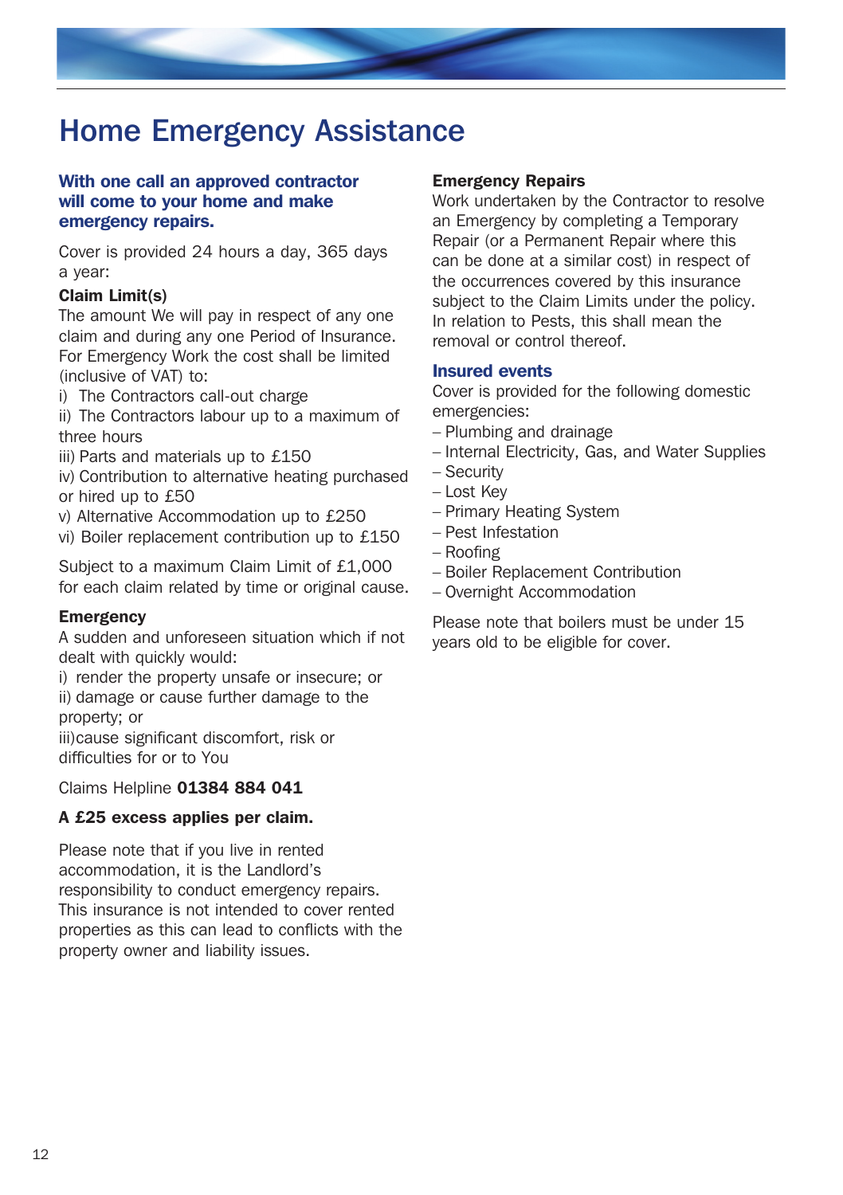# Home Emergency Assistance

**With one call an approved contractor will come to your home and make emergency repairs.**

Cover is provided 24 hours a day, 365 days a year:

**Claim Limit(s)**
The amount We will pay in respect of any one claim and during any one Period of Insurance. For Emergency Work the cost shall be limited (inclusive of VAT) to:

i) The Contractors call-out charge
ii) The Contractors labour up to a maximum of three hours
iii) Parts and materials up to £150
iv) Contribution to alternative heating purchased or hired up to £50
v) Alternative Accommodation up to £250
vi) Boiler replacement contribution up to £150

Subject to a maximum Claim Limit of £1,000 for each claim related by time or original cause.

**Emergency**
A sudden and unforeseen situation which if not dealt with quickly would:
i) render the property unsafe or insecure; or
ii) damage or cause further damage to the property; or
iii) cause significant discomfort, risk or difficulties for or to You

Claims Helpline **01384 884 041**

**A £25 excess applies per claim.**

Please note that if you live in rented accommodation, it is the Landlord's responsibility to conduct emergency repairs. This insurance is not intended to cover rented properties as this can lead to conflicts with the property owner and liability issues.

**Emergency Repairs**
Work undertaken by the Contractor to resolve an Emergency by completing a Temporary Repair (or a Permanent Repair where this can be done at a similar cost) in respect of the occurrences covered by this insurance subject to the Claim Limits under the policy. In relation to Pests, this shall mean the removal or control thereof.

**Insured events**
Cover is provided for the following domestic emergencies:
- Plumbing and drainage
- Internal Electricity, Gas, and Water Supplies
- Security
- Lost Key
- Primary Heating System
- Pest Infestation
- Roofing
- Boiler Replacement Contribution
- Overnight Accommodation

Please note that boilers must be under 15 years old to be eligible for cover.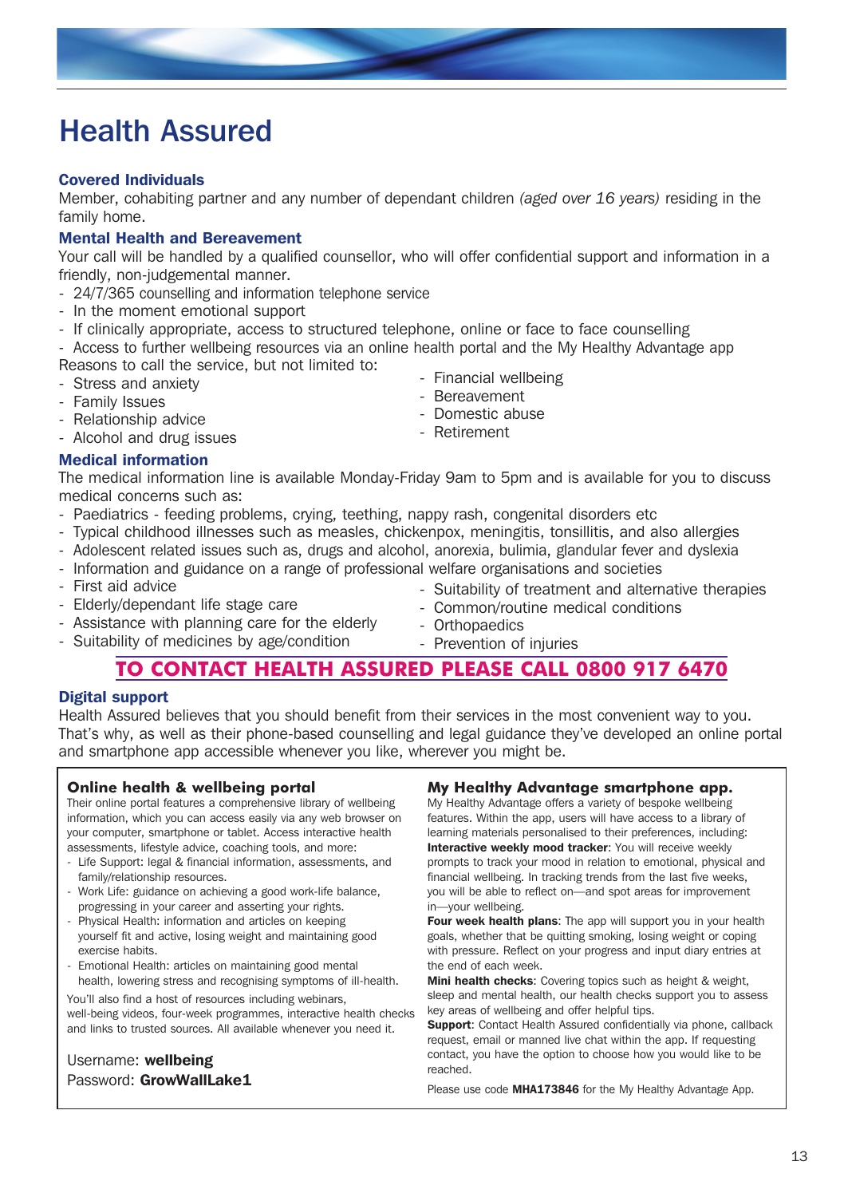# Health Assured

### Covered Individuals

Member, cohabiting partner and any number of dependant children *(aged over 16 years)* residing in the family home.

### Mental Health and Bereavement

Your call will be handled by a qualified counsellor, who will offer confidential support and information in a friendly, non-judgemental manner.

- 24/7/365 counselling and information telephone service
- In the moment emotional support
- If clinically appropriate, access to structured telephone, online or face to face counselling
- Access to further wellbeing resources via an online health portal and the My Healthy Advantage app

Reasons to call the service, but not limited to:

- Stress and anxiety
- Family Issues
- Relationship advice
- Alcohol and drug issues
- Financial wellbeing
- Bereavement
- Domestic abuse
- Retirement

### Medical information

The medical information line is available Monday-Friday 9am to 5pm and is available for you to discuss medical concerns such as:

- Paediatrics - feeding problems, crying, teething, nappy rash, congenital disorders etc
- Typical childhood illnesses such as measles, chickenpox, meningitis, tonsillitis, and also allergies
- Adolescent related issues such as, drugs and alcohol, anorexia, bulimia, glandular fever and dyslexia
- Information and guidance on a range of professional welfare organisations and societies
- First aid advice
- Elderly/dependant life stage care
- Assistance with planning care for the elderly
- Suitability of medicines by age/condition
- Suitability of treatment and alternative therapies
- Common/routine medical conditions
- Orthopaedics
- Prevention of injuries

**TO CONTACT HEALTH ASSURED PLEASE CALL 0800 917 6470**

### Digital support

Health Assured believes that you should benefit from their services in the most convenient way to you. That's why, as well as their phone-based counselling and legal guidance they've developed an online portal and smartphone app accessible whenever you like, wherever you might be.

#### Online health & wellbeing portal

Their online portal features a comprehensive library of wellbeing information, which you can access easily via any web browser on your computer, smartphone or tablet. Access interactive health assessments, lifestyle advice, coaching tools, and more:

- Life Support: legal & financial information, assessments, and family/relationship resources.
- Work Life: guidance on achieving a good work-life balance, progressing in your career and asserting your rights.
- Physical Health: information and articles on keeping yourself fit and active, losing weight and maintaining good exercise habits.
- Emotional Health: articles on maintaining good mental health, lowering stress and recognising symptoms of ill-health.

You'll also find a host of resources including webinars, well-being videos, four-week programmes, interactive health checks and links to trusted sources. All available whenever you need it.

Username: **wellbeing**
Password: **GrowWallLake1**

#### My Healthy Advantage smartphone app.

My Healthy Advantage offers a variety of bespoke wellbeing features. Within the app, users will have access to a library of learning materials personalised to their preferences, including:

**Interactive weekly mood tracker**: You will receive weekly prompts to track your mood in relation to emotional, physical and financial wellbeing. In tracking trends from the last five weeks, you will be able to reflect on—and spot areas for improvement in—your wellbeing.

**Four week health plans**: The app will support you in your health goals, whether that be quitting smoking, losing weight or coping with pressure. Reflect on your progress and input diary entries at the end of each week.

**Mini health checks**: Covering topics such as height & weight, sleep and mental health, our health checks support you to assess key areas of wellbeing and offer helpful tips.

**Support**: Contact Health Assured confidentially via phone, callback request, email or manned live chat within the app. If requesting contact, you have the option to choose how you would like to be reached.

Please use code **MHA173846** for the My Healthy Advantage App.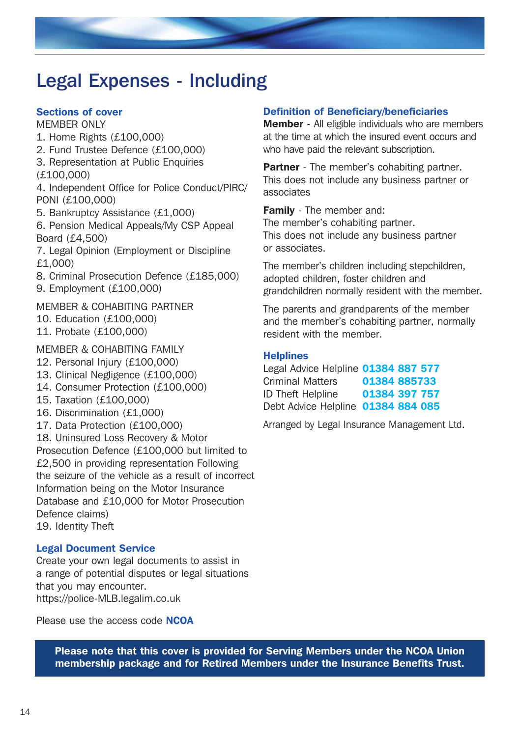# Legal Expenses - Including

### Sections of cover

MEMBER ONLY

1. Home Rights (£100,000)
2. Fund Trustee Defence (£100,000)
3. Representation at Public Enquiries (£100,000)
4. Independent Office for Police Conduct/PIRC/PONI (£100,000)
5. Bankruptcy Assistance (£1,000)
6. Pension Medical Appeals/My CSP Appeal Board (£4,500)
7. Legal Opinion (Employment or Discipline £1,000)
8. Criminal Prosecution Defence (£185,000)
9. Employment (£100,000)

MEMBER & COHABITING PARTNER

10. Education (£100,000)
11. Probate (£100,000)

MEMBER & COHABITING FAMILY

12. Personal Injury (£100,000)
13. Clinical Negligence (£100,000)
14. Consumer Protection (£100,000)
15. Taxation (£100,000)
16. Discrimination (£1,000)
17. Data Protection (£100,000)
18. Uninsured Loss Recovery & Motor Prosecution Defence (£100,000 but limited to £2,500 in providing representation Following the seizure of the vehicle as a result of incorrect Information being on the Motor Insurance Database and £10,000 for Motor Prosecution Defence claims)
19. Identity Theft

### Legal Document Service

Create your own legal documents to assist in a range of potential disputes or legal situations that you may encounter.
https://police-MLB.legalim.co.uk

Please use the access code **NCOA**

### Definition of Beneficiary/beneficiaries

**Member** - All eligible individuals who are members at the time at which the insured event occurs and who have paid the relevant subscription.

**Partner** - The member's cohabiting partner. This does not include any business partner or associates

**Family** - The member and:
The member's cohabiting partner.
This does not include any business partner or associates.

The member's children including stepchildren, adopted children, foster children and grandchildren normally resident with the member.

The parents and grandparents of the member and the member's cohabiting partner, normally resident with the member.

### Helplines

Legal Advice Helpline **01384 887 577**
Criminal Matters **01384 885733**
ID Theft Helpline **01384 397 757**
Debt Advice Helpline **01384 884 085**

Arranged by Legal Insurance Management Ltd.

**Please note that this cover is provided for Serving Members under the NCOA Union membership package and for Retired Members under the Insurance Benefits Trust.**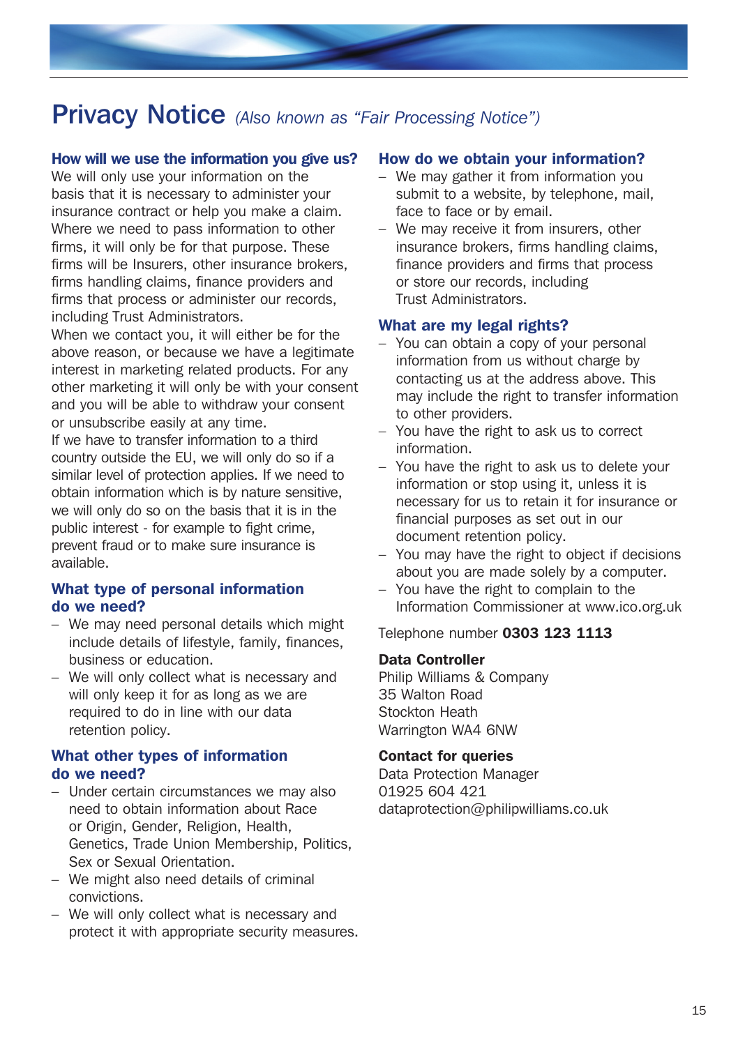# Privacy Notice *(Also known as "Fair Processing Notice")*

## How will we use the information you give us?

We will only use your information on the basis that it is necessary to administer your insurance contract or help you make a claim. Where we need to pass information to other firms, it will only be for that purpose. These firms will be Insurers, other insurance brokers, firms handling claims, finance providers and firms that process or administer our records, including Trust Administrators.

When we contact you, it will either be for the above reason, or because we have a legitimate interest in marketing related products. For any other marketing it will only be with your consent and you will be able to withdraw your consent or unsubscribe easily at any time.

If we have to transfer information to a third country outside the EU, we will only do so if a similar level of protection applies. If we need to obtain information which is by nature sensitive, we will only do so on the basis that it is in the public interest - for example to fight crime, prevent fraud or to make sure insurance is available.

## What type of personal information do we need?

- We may need personal details which might include details of lifestyle, family, finances, business or education.
- We will only collect what is necessary and will only keep it for as long as we are required to do in line with our data retention policy.

## What other types of information do we need?

- Under certain circumstances we may also need to obtain information about Race or Origin, Gender, Religion, Health, Genetics, Trade Union Membership, Politics, Sex or Sexual Orientation.
- We might also need details of criminal convictions.
- We will only collect what is necessary and protect it with appropriate security measures.

## How do we obtain your information?

- We may gather it from information you submit to a website, by telephone, mail, face to face or by email.
- We may receive it from insurers, other insurance brokers, firms handling claims, finance providers and firms that process or store our records, including Trust Administrators.

## What are my legal rights?

- You can obtain a copy of your personal information from us without charge by contacting us at the address above. This may include the right to transfer information to other providers.
- You have the right to ask us to correct information.
- You have the right to ask us to delete your information or stop using it, unless it is necessary for us to retain it for insurance or financial purposes as set out in our document retention policy.
- You may have the right to object if decisions about you are made solely by a computer.
- You have the right to complain to the Information Commissioner at www.ico.org.uk

Telephone number **0303 123 1113**

**Data Controller**
Philip Williams & Company
35 Walton Road
Stockton Heath
Warrington WA4 6NW

**Contact for queries**
Data Protection Manager
01925 604 421
dataprotection@philipwilliams.co.uk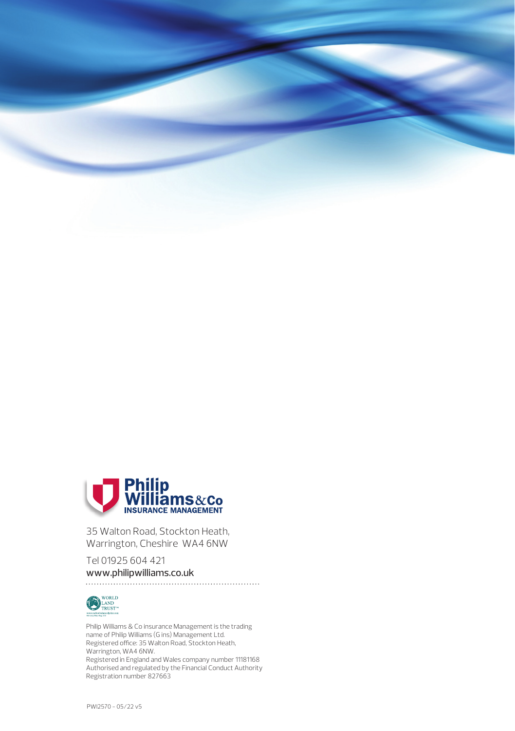Philip Williams & Co
INSURANCE MANAGEMENT

35 Walton Road, Stockton Heath,
Warrington, Cheshire WA4 6NW

Tel 01925 604 421
www.philipwilliams.co.uk

WORLD LAND TRUST™

Philip Williams & Co insurance Management is the trading name of Philip Williams (G ins) Management Ltd.
Registered office: 35 Walton Road, Stockton Heath, Warrington, WA4 6NW.
Registered in England and Wales company number 11181168
Authorised and regulated by the Financial Conduct Authority
Registration number 827663

PWI2570 – 05/22 v5